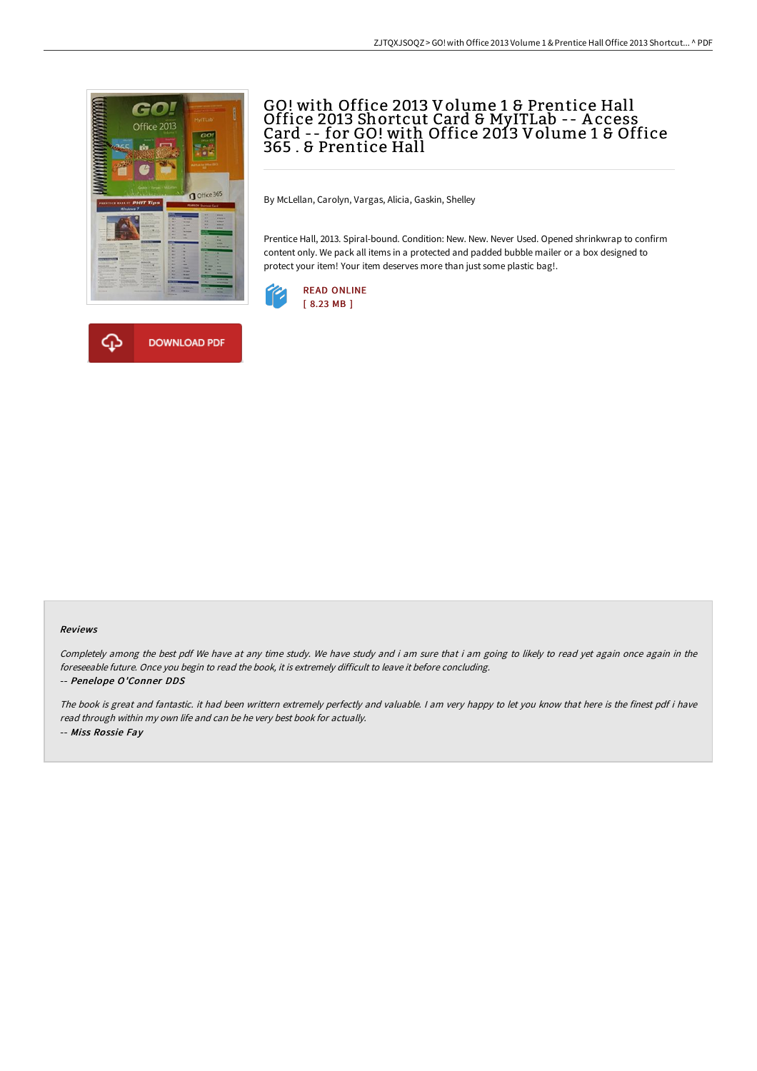# GO! with Office 2013 Volume 1 & Prentice Hall Office 2013 Shortcut Card & MyITLab -- Access Card -- for GO! with Office 2013 Volume 1 & Office 365 . & Prentice Hall

By McLellan, Carolyn, Vargas, Alicia, Gaskin, Shelley

Prentice Hall, 2013. Spiral-bound. Condition: New. New. Never Used. Opened shrinkwrap to confirm content only. We pack all items in a protected and padded bubble mailer or a box designed to protect your item! Your item deserves more than just some plastic bag!.

READ ONLINE
[ 8.23 MB ]

DOWNLOAD PDF

#### Reviews

*Completely among the best pdf We have at any time study. We have study and i am sure that i am going to likely to read yet again once again in the foreseeable future. Once you begin to read the book, it is extremely difficult to leave it before concluding.*

*-- Penelope O'Conner DDS*

*The book is great and fantastic. it had been writtern extremely perfectly and valuable. I am very happy to let you know that here is the finest pdf i have read through within my own life and can be he very best book for actually.*

*-- Miss Rossie Fay*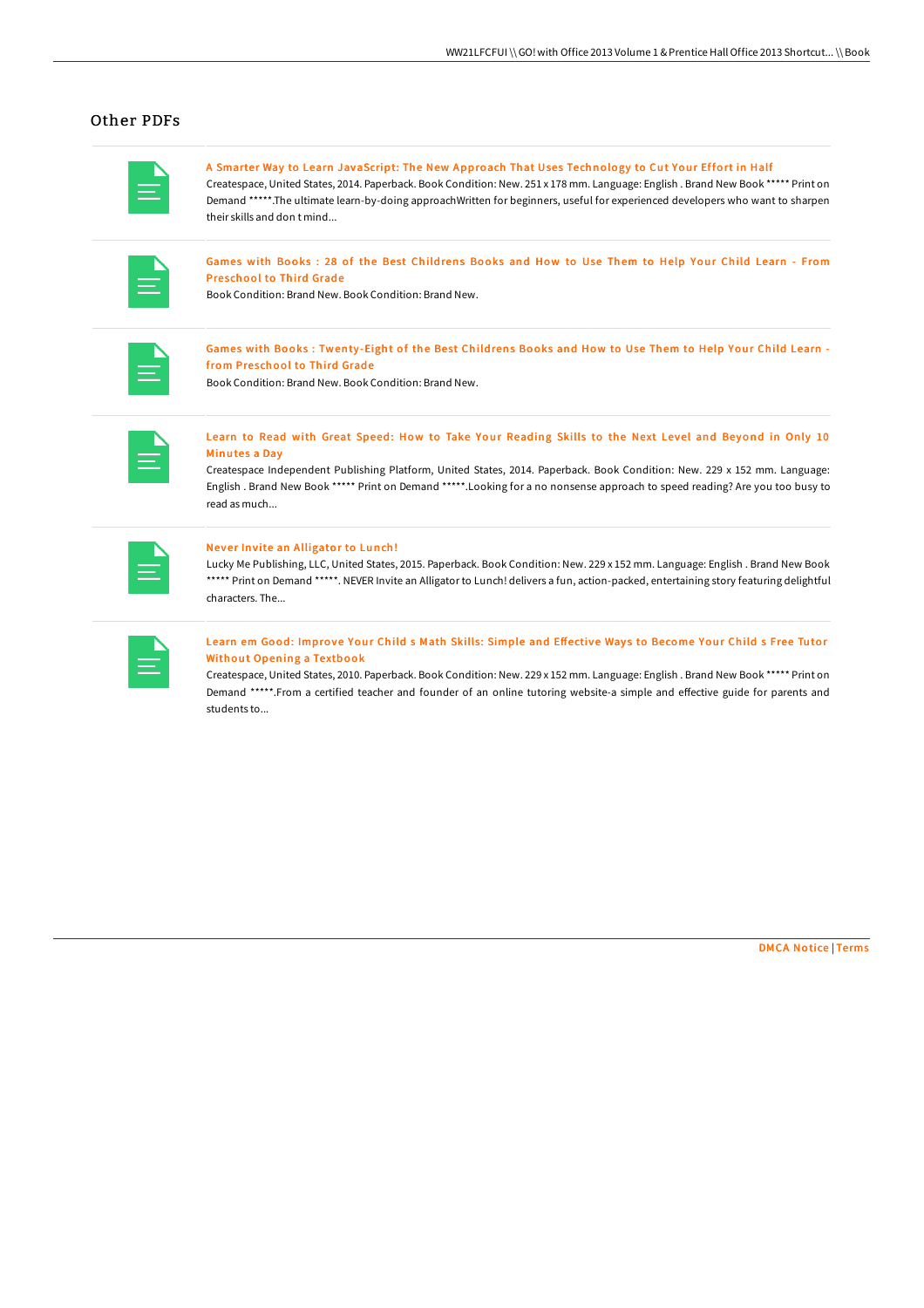## Other PDFs

**A Smarter Way to Learn JavaScript: The New Approach That Uses Technology to Cut Your Effort in Half**

Createspace, United States, 2014. Paperback. Book Condition: New. 251 x 178 mm. Language: English . Brand New Book ***** Print on Demand *****.The ultimate learn-by-doing approachWritten for beginners, useful for experienced developers who want to sharpen their skills and don t mind...

**Games with Books : 28 of the Best Childrens Books and How to Use Them to Help Your Child Learn - From Preschool to Third Grade**

Book Condition: Brand New. Book Condition: Brand New.

**Games with Books : Twenty-Eight of the Best Childrens Books and How to Use Them to Help Your Child Learn - from Preschool to Third Grade**

Book Condition: Brand New. Book Condition: Brand New.

**Learn to Read with Great Speed: How to Take Your Reading Skills to the Next Level and Beyond in Only 10 Minutes a Day**

Createspace Independent Publishing Platform, United States, 2014. Paperback. Book Condition: New. 229 x 152 mm. Language: English . Brand New Book ***** Print on Demand *****.Looking for a no nonsense approach to speed reading? Are you too busy to read as much...

**Never Invite an Alligator to Lunch!**

Lucky Me Publishing, LLC, United States, 2015. Paperback. Book Condition: New. 229 x 152 mm. Language: English . Brand New Book ***** Print on Demand *****. NEVER Invite an Alligator to Lunch! delivers a fun, action-packed, entertaining story featuring delightful characters. The...

**Learn em Good: Improve Your Child s Math Skills: Simple and Effective Ways to Become Your Child s Free Tutor Without Opening a Textbook**

Createspace, United States, 2010. Paperback. Book Condition: New. 229 x 152 mm. Language: English . Brand New Book ***** Print on Demand *****.From a certified teacher and founder of an online tutoring website-a simple and effective guide for parents and students to...

DMCA Notice | Terms